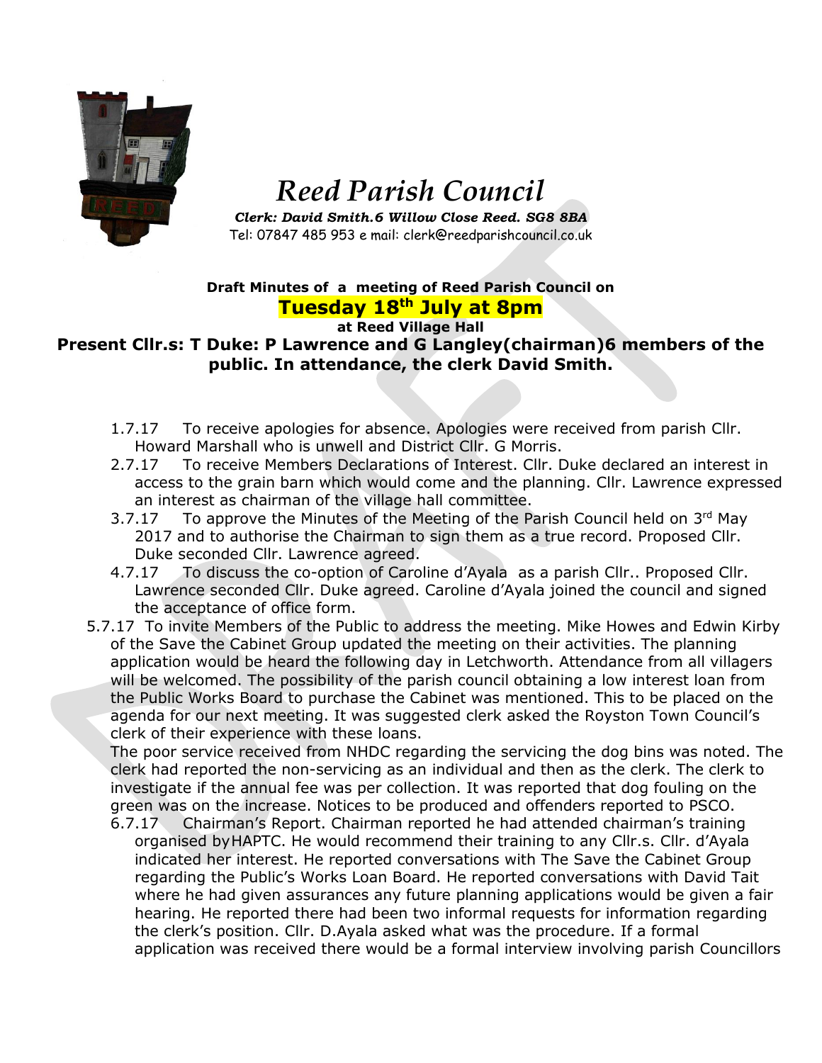# *Reed Parish Council*

***Clerk: David Smith.6 Willow Close Reed. SG8 8BA***
Tel: 07847 485 953 e mail: clerk@reedparishcouncil.co.uk

**Draft Minutes of a meeting of Reed Parish Council on**

**Tuesday 18th July at 8pm**

**at Reed Village Hall**

**Present Cllr.s: T Duke: P Lawrence and G Langley(chairman)6 members of the public. In attendance, the clerk David Smith.**

1.7.17 To receive apologies for absence. Apologies were received from parish Cllr. Howard Marshall who is unwell and District Cllr. G Morris.

2.7.17 To receive Members Declarations of Interest. Cllr. Duke declared an interest in access to the grain barn which would come and the planning. Cllr. Lawrence expressed an interest as chairman of the village hall committee.

3.7.17 To approve the Minutes of the Meeting of the Parish Council held on 3rd May 2017 and to authorise the Chairman to sign them as a true record. Proposed Cllr. Duke seconded Cllr. Lawrence agreed.

4.7.17 To discuss the co-option of Caroline d'Ayala as a parish Cllr.. Proposed Cllr. Lawrence seconded Cllr. Duke agreed. Caroline d'Ayala joined the council and signed the acceptance of office form.

5.7.17 To invite Members of the Public to address the meeting. Mike Howes and Edwin Kirby of the Save the Cabinet Group updated the meeting on their activities. The planning application would be heard the following day in Letchworth. Attendance from all villagers will be welcomed. The possibility of the parish council obtaining a low interest loan from the Public Works Board to purchase the Cabinet was mentioned. This to be placed on the agenda for our next meeting. It was suggested clerk asked the Royston Town Council's clerk of their experience with these loans.

The poor service received from NHDC regarding the servicing the dog bins was noted. The clerk had reported the non-servicing as an individual and then as the clerk. The clerk to investigate if the annual fee was per collection. It was reported that dog fouling on the green was on the increase. Notices to be produced and offenders reported to PSCO.

6.7.17 Chairman's Report. Chairman reported he had attended chairman's training organised byHAPTC. He would recommend their training to any Cllr.s. Cllr. d'Ayala indicated her interest. He reported conversations with The Save the Cabinet Group regarding the Public's Works Loan Board. He reported conversations with David Tait where he had given assurances any future planning applications would be given a fair hearing. He reported there had been two informal requests for information regarding the clerk's position. Cllr. D.Ayala asked what was the procedure. If a formal application was received there would be a formal interview involving parish Councillors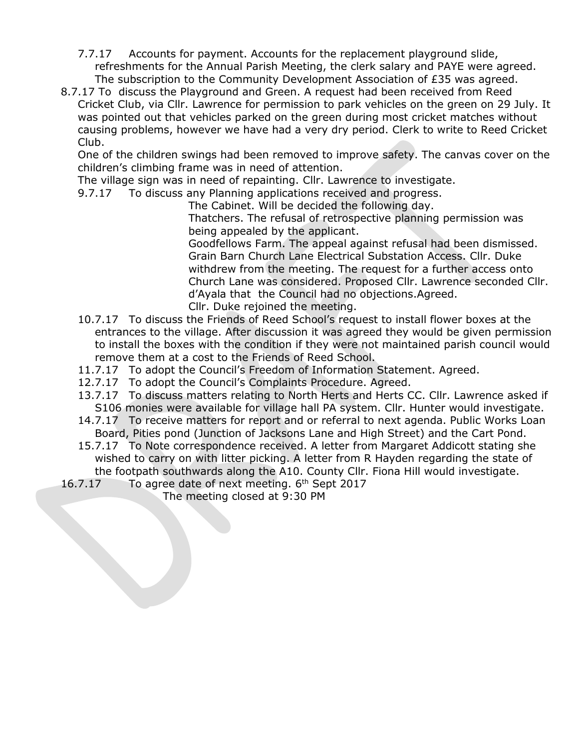7.7.17 Accounts for payment. Accounts for the replacement playground slide, refreshments for the Annual Parish Meeting, the clerk salary and PAYE were agreed. The subscription to the Community Development Association of £35 was agreed.

8.7.17 To discuss the Playground and Green. A request had been received from Reed Cricket Club, via Cllr. Lawrence for permission to park vehicles on the green on 29 July. It was pointed out that vehicles parked on the green during most cricket matches without causing problems, however we have had a very dry period. Clerk to write to Reed Cricket Club.

One of the children swings had been removed to improve safety. The canvas cover on the children's climbing frame was in need of attention.

The village sign was in need of repainting. Cllr. Lawrence to investigate.

9.7.17 To discuss any Planning applications received and progress.

The Cabinet. Will be decided the following day.

Thatchers. The refusal of retrospective planning permission was being appealed by the applicant.

Goodfellows Farm. The appeal against refusal had been dismissed.

Grain Barn Church Lane Electrical Substation Access. Cllr. Duke withdrew from the meeting. The request for a further access onto Church Lane was considered. Proposed Cllr. Lawrence seconded Cllr. d'Ayala that the Council had no objections.Agreed.

Cllr. Duke rejoined the meeting.

10.7.17 To discuss the Friends of Reed School's request to install flower boxes at the entrances to the village. After discussion it was agreed they would be given permission to install the boxes with the condition if they were not maintained parish council would remove them at a cost to the Friends of Reed School.

11.7.17 To adopt the Council's Freedom of Information Statement. Agreed.

12.7.17 To adopt the Council's Complaints Procedure. Agreed.

13.7.17 To discuss matters relating to North Herts and Herts CC. Cllr. Lawrence asked if S106 monies were available for village hall PA system. Cllr. Hunter would investigate.

14.7.17 To receive matters for report and or referral to next agenda. Public Works Loan Board, Pities pond (Junction of Jacksons Lane and High Street) and the Cart Pond.

15.7.17 To Note correspondence received. A letter from Margaret Addicott stating she wished to carry on with litter picking. A letter from R Hayden regarding the state of the footpath southwards along the A10. County Cllr. Fiona Hill would investigate.

16.7.17 To agree date of next meeting. 6th Sept 2017

The meeting closed at 9:30 PM